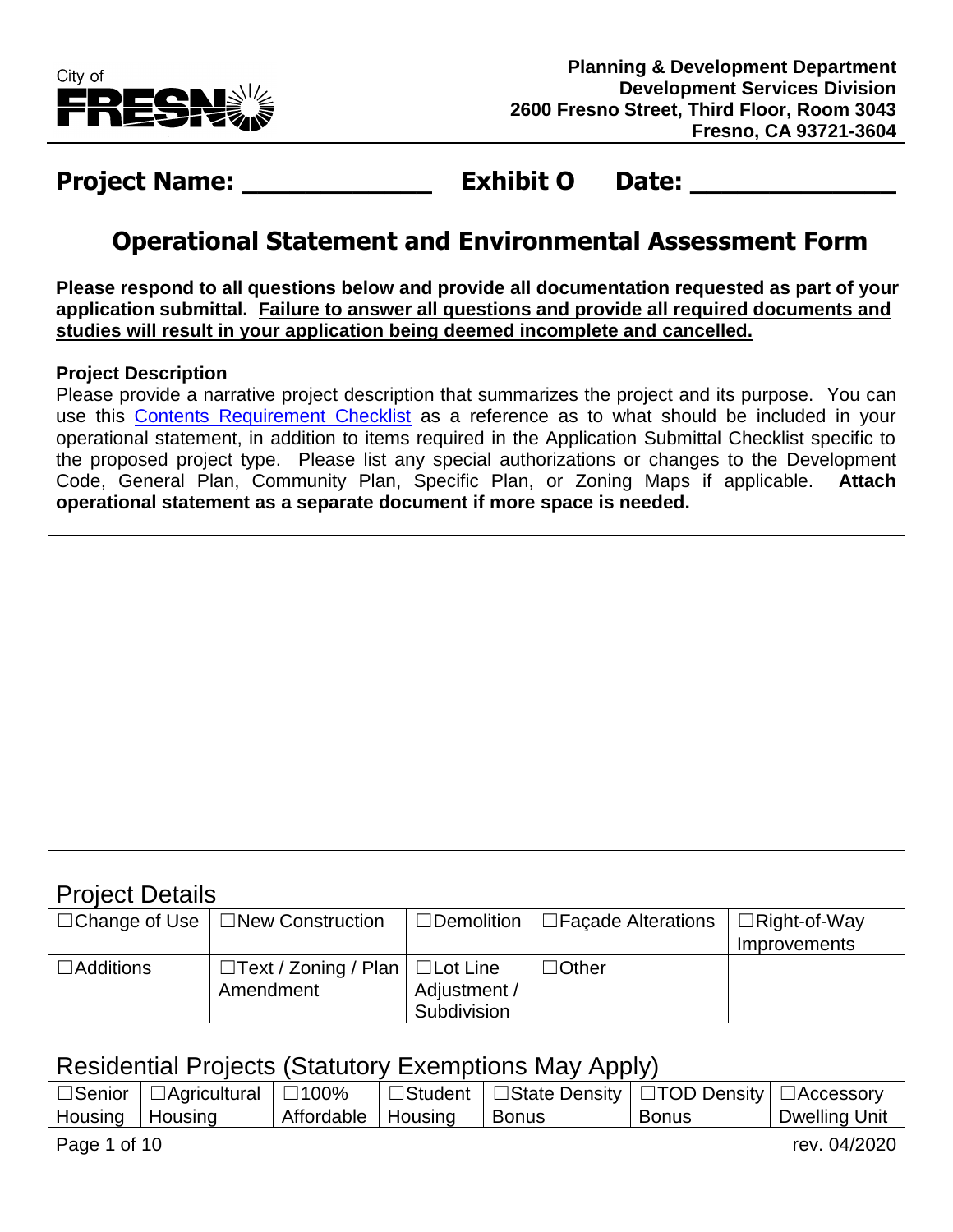City of FRESNO

**Planning & Development Department**
**Development Services Division**
**2600 Fresno Street, Third Floor, Room 3043**
**Fresno, CA 93721-3604**

**Project Name: ____________** **Exhibit O** **Date: ____________**

# Operational Statement and Environmental Assessment Form

**Please respond to all questions below and provide all documentation requested as part of your application submittal. Failure to answer all questions and provide all required documents and studies will result in your application being deemed incomplete and cancelled.**

**Project Description**

Please provide a narrative project description that summarizes the project and its purpose. You can use this Contents Requirement Checklist as a reference as to what should be included in your operational statement, in addition to items required in the Application Submittal Checklist specific to the proposed project type. Please list any special authorizations or changes to the Development Code, General Plan, Community Plan, Specific Plan, or Zoning Maps if applicable. **Attach operational statement as a separate document if more space is needed.**

| |
|---|
| |

## Project Details

| | | | | |
|---|---|---|---|---|
| ☐Change of Use | ☐New Construction | ☐Demolition | ☐Façade Alterations | ☐Right-of-Way Improvements |
| ☐Additions | ☐Text / Zoning / Plan Amendment | ☐Lot Line Adjustment / Subdivision | ☐Other | |

## Residential Projects (Statutory Exemptions May Apply)

| | | | | | | |
|---|---|---|---|---|---|---|
| ☐Senior Housing | ☐Agricultural Housing | ☐100% Affordable | ☐Student Housing | ☐State Density Bonus | ☐TOD Density Bonus | ☐Accessory Dwelling Unit |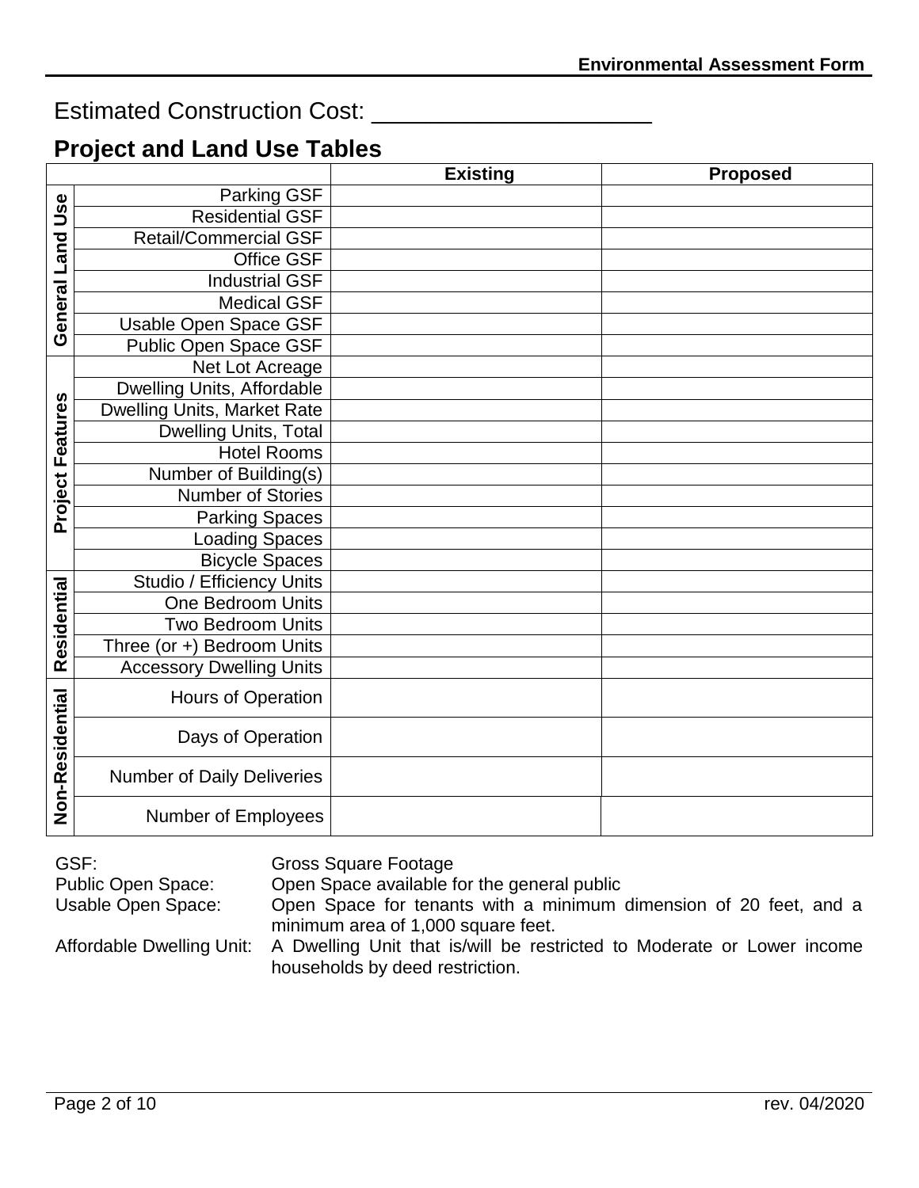Estimated Construction Cost: ____________________

## Project and Land Use Tables

| | | Existing | Proposed |
|---|---|---|---|
| General Land Use | Parking GSF | | |
| | Residential GSF | | |
| | Retail/Commercial GSF | | |
| | Office GSF | | |
| | Industrial GSF | | |
| | Medical GSF | | |
| | Usable Open Space GSF | | |
| | Public Open Space GSF | | |
| Project Features | Net Lot Acreage | | |
| | Dwelling Units, Affordable | | |
| | Dwelling Units, Market Rate | | |
| | Dwelling Units, Total | | |
| | Hotel Rooms | | |
| | Number of Building(s) | | |
| | Number of Stories | | |
| | Parking Spaces | | |
| | Loading Spaces | | |
| | Bicycle Spaces | | |
| Residential | Studio / Efficiency Units | | |
| | One Bedroom Units | | |
| | Two Bedroom Units | | |
| | Three (or +) Bedroom Units | | |
| | Accessory Dwelling Units | | |
| Non-Residential | Hours of Operation | | |
| | Days of Operation | | |
| | Number of Daily Deliveries | | |
| | Number of Employees | | |

GSF: Gross Square Footage

Public Open Space: Open Space available for the general public

Usable Open Space: Open Space for tenants with a minimum dimension of 20 feet, and a minimum area of 1,000 square feet.

Affordable Dwelling Unit: A Dwelling Unit that is/will be restricted to Moderate or Lower income households by deed restriction.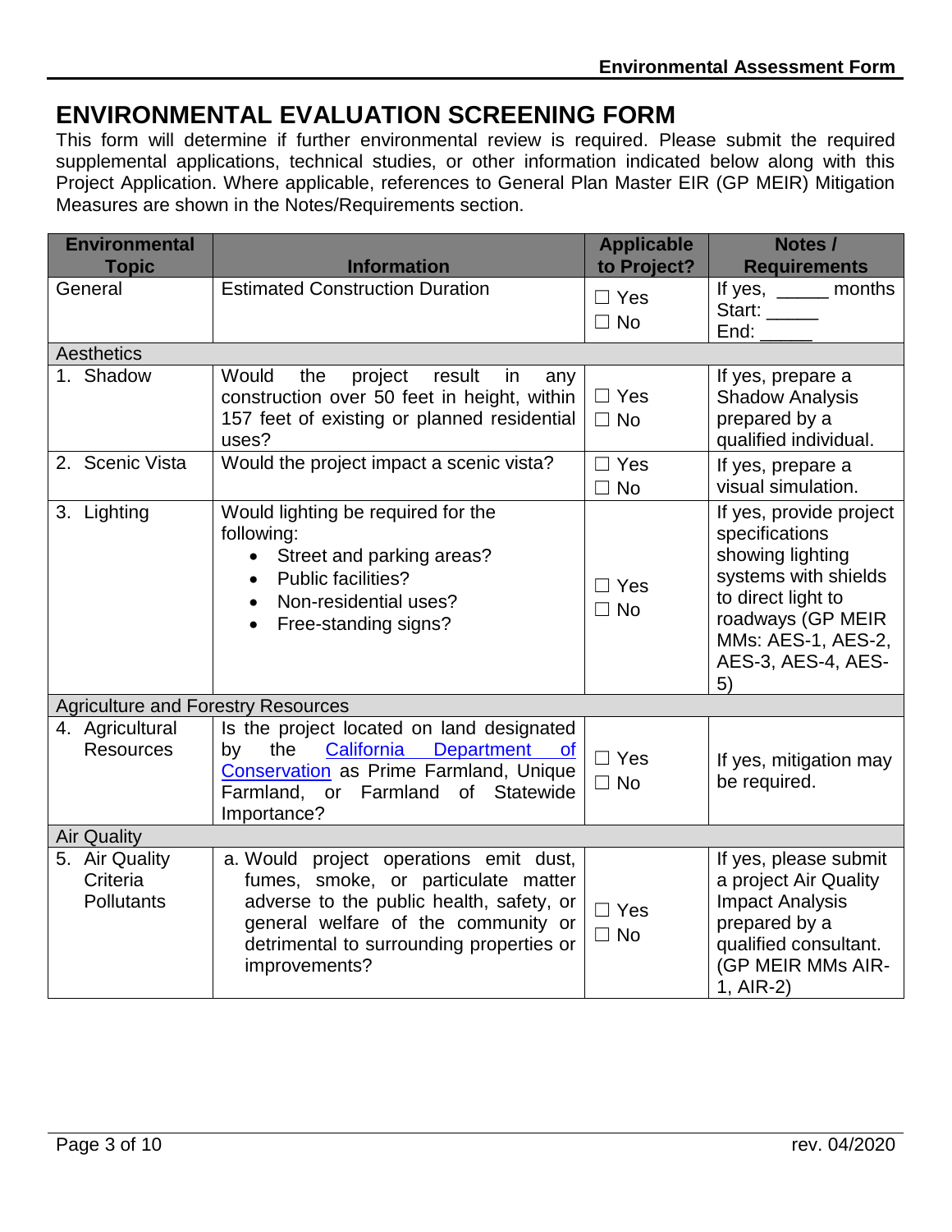# ENVIRONMENTAL EVALUATION SCREENING FORM

This form will determine if further environmental review is required. Please submit the required supplemental applications, technical studies, or other information indicated below along with this Project Application. Where applicable, references to General Plan Master EIR (GP MEIR) Mitigation Measures are shown in the Notes/Requirements section.

| Environmental Topic | Information | Applicable to Project? | Notes / Requirements |
|---|---|---|---|
| General | Estimated Construction Duration | ☐ Yes ☐ No | If yes, _____ months Start: _____ End: _____ |
| **Aesthetics** | | | |
| 1. Shadow | Would the project result in any construction over 50 feet in height, within 157 feet of existing or planned residential uses? | ☐ Yes ☐ No | If yes, prepare a Shadow Analysis prepared by a qualified individual. |
| 2. Scenic Vista | Would the project impact a scenic vista? | ☐ Yes ☐ No | If yes, prepare a visual simulation. |
| 3. Lighting | Would lighting be required for the following: <br>• Street and parking areas? <br>• Public facilities? <br>• Non-residential uses? <br>• Free-standing signs? | ☐ Yes ☐ No | If yes, provide project specifications showing lighting systems with shields to direct light to roadways (GP MEIR MMs: AES-1, AES-2, AES-3, AES-4, AES-5) |
| **Agriculture and Forestry Resources** | | | |
| 4. Agricultural Resources | Is the project located on land designated by the California Department of Conservation as Prime Farmland, Unique Farmland, or Farmland of Statewide Importance? | ☐ Yes ☐ No | If yes, mitigation may be required. |
| **Air Quality** | | | |
| 5. Air Quality Criteria Pollutants | a. Would project operations emit dust, fumes, smoke, or particulate matter adverse to the public health, safety, or general welfare of the community or detrimental to surrounding properties or improvements? | ☐ Yes ☐ No | If yes, please submit a project Air Quality Impact Analysis prepared by a qualified consultant. (GP MEIR MMs AIR-1, AIR-2) |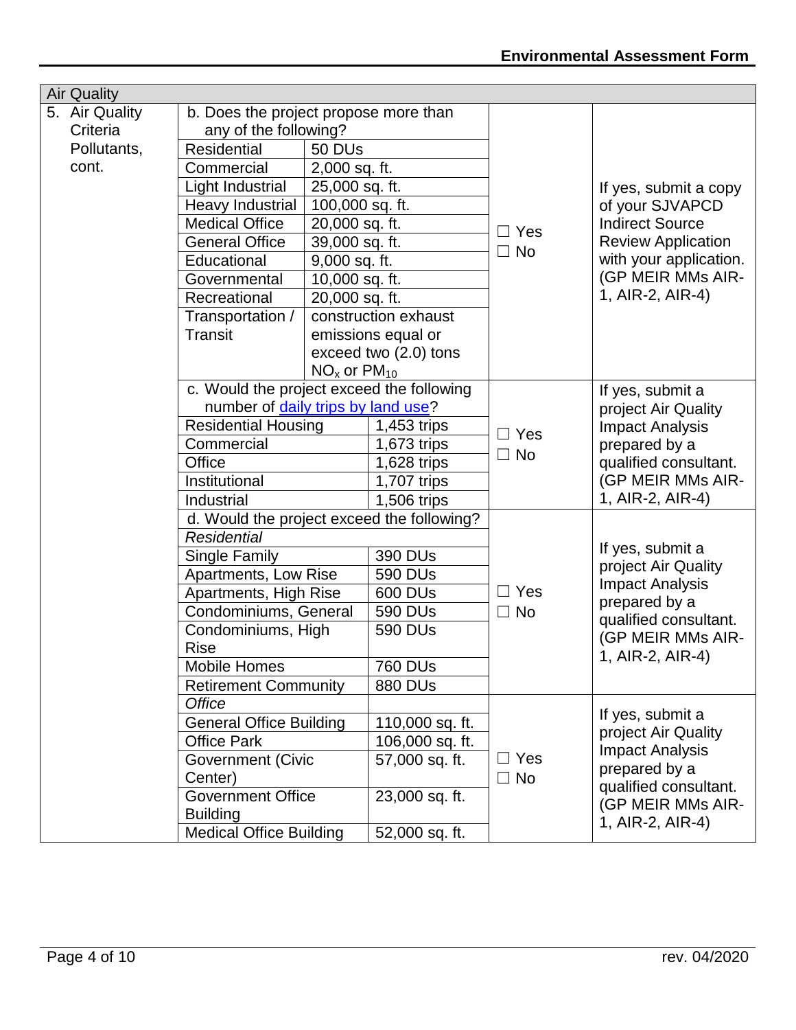## Air Quality

| Item | Question | Threshold | Response | Requirement |
|---|---|---|---|---|
| 5. Air Quality Criteria Pollutants, cont. | b. Does the project propose more than any of the following? | | ☐ Yes ☐ No | If yes, submit a copy of your SJVAPCD Indirect Source Review Application with your application. (GP MEIR MMs AIR-1, AIR-2, AIR-4) |
| | Residential | 50 DUs | | |
| | Commercial | 2,000 sq. ft. | | |
| | Light Industrial | 25,000 sq. ft. | | |
| | Heavy Industrial | 100,000 sq. ft. | | |
| | Medical Office | 20,000 sq. ft. | | |
| | General Office | 39,000 sq. ft. | | |
| | Educational | 9,000 sq. ft. | | |
| | Governmental | 10,000 sq. ft. | | |
| | Recreational | 20,000 sq. ft. | | |
| | Transportation / Transit | construction exhaust emissions equal or exceed two (2.0) tons $NO_x$ or $PM_{10}$ | | |
| | c. Would the project exceed the following number of [daily trips by land use]? | | ☐ Yes ☐ No | If yes, submit a project Air Quality Impact Analysis prepared by a qualified consultant. (GP MEIR MMs AIR-1, AIR-2, AIR-4) |
| | Residential Housing | 1,453 trips | | |
| | Commercial | 1,673 trips | | |
| | Office | 1,628 trips | | |
| | Institutional | 1,707 trips | | |
| | Industrial | 1,506 trips | | |
| | d. Would the project exceed the following? | | ☐ Yes ☐ No | If yes, submit a project Air Quality Impact Analysis prepared by a qualified consultant. (GP MEIR MMs AIR-1, AIR-2, AIR-4) |
| | *Residential* | | | |
| | Single Family | 390 DUs | | |
| | Apartments, Low Rise | 590 DUs | | |
| | Apartments, High Rise | 600 DUs | | |
| | Condominiums, General | 590 DUs | | |
| | Condominiums, High Rise | 590 DUs | | |
| | Mobile Homes | 760 DUs | | |
| | Retirement Community | 880 DUs | | |
| | *Office* | | ☐ Yes ☐ No | If yes, submit a project Air Quality Impact Analysis prepared by a qualified consultant. (GP MEIR MMs AIR-1, AIR-2, AIR-4) |
| | General Office Building | 110,000 sq. ft. | | |
| | Office Park | 106,000 sq. ft. | | |
| | Government (Civic Center) | 57,000 sq. ft. | | |
| | Government Office Building | 23,000 sq. ft. | | |
| | Medical Office Building | 52,000 sq. ft. | | |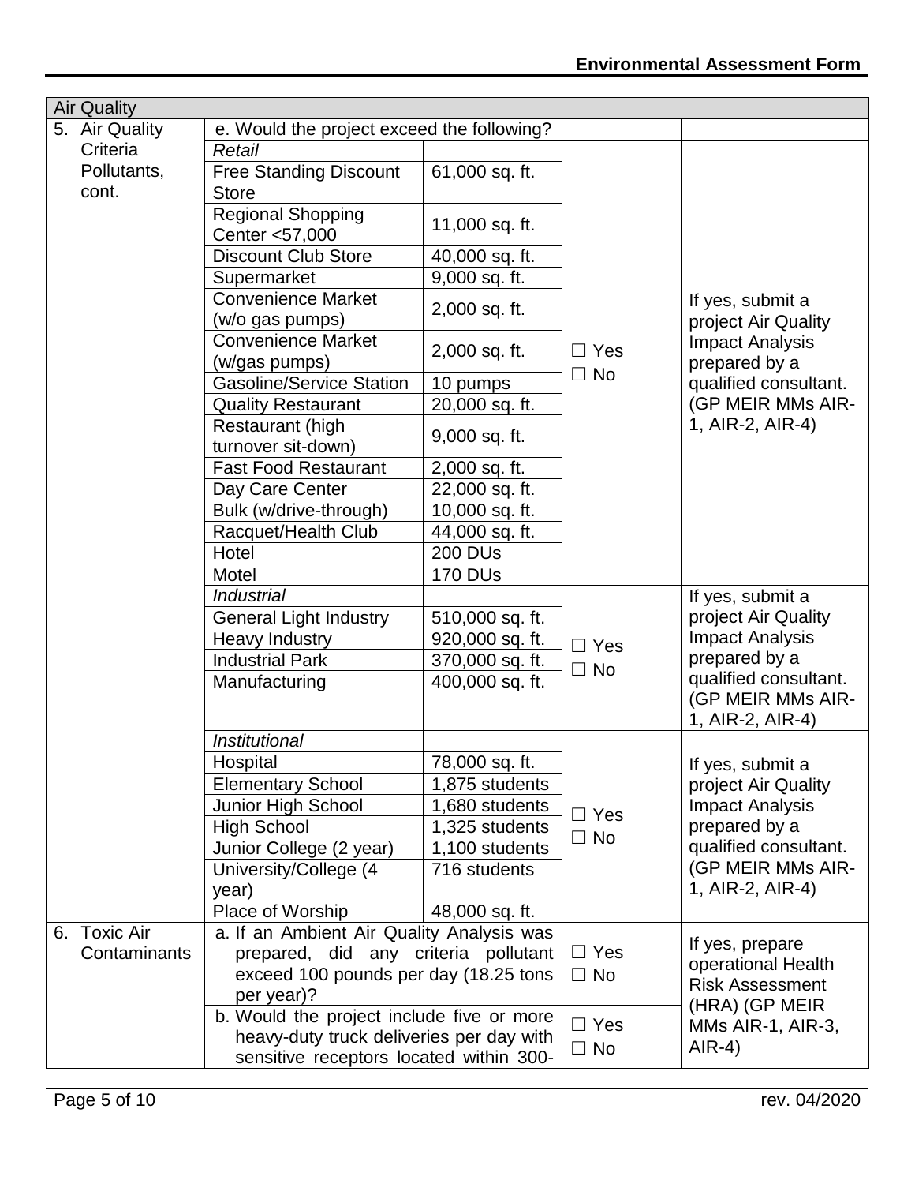| Air Quality | | | | |
|---|---|---|---|---|
| 5. Air Quality Criteria Pollutants, cont. | e. Would the project exceed the following? | | | |
| | *Retail* | | ☐ Yes ☐ No | If yes, submit a project Air Quality Impact Analysis prepared by a qualified consultant. (GP MEIR MMs AIR-1, AIR-2, AIR-4) |
| | Free Standing Discount Store | 61,000 sq. ft. | | |
| | Regional Shopping Center <57,000 | 11,000 sq. ft. | | |
| | Discount Club Store | 40,000 sq. ft. | | |
| | Supermarket | 9,000 sq. ft. | | |
| | Convenience Market (w/o gas pumps) | 2,000 sq. ft. | | |
| | Convenience Market (w/gas pumps) | 2,000 sq. ft. | | |
| | Gasoline/Service Station | 10 pumps | | |
| | Quality Restaurant | 20,000 sq. ft. | | |
| | Restaurant (high turnover sit-down) | 9,000 sq. ft. | | |
| | Fast Food Restaurant | 2,000 sq. ft. | | |
| | Day Care Center | 22,000 sq. ft. | | |
| | Bulk (w/drive-through) | 10,000 sq. ft. | | |
| | Racquet/Health Club | 44,000 sq. ft. | | |
| | Hotel | 200 DUs | | |
| | Motel | 170 DUs | | |
| | *Industrial* | | ☐ Yes ☐ No | If yes, submit a project Air Quality Impact Analysis prepared by a qualified consultant. (GP MEIR MMs AIR-1, AIR-2, AIR-4) |
| | General Light Industry | 510,000 sq. ft. | | |
| | Heavy Industry | 920,000 sq. ft. | | |
| | Industrial Park | 370,000 sq. ft. | | |
| | Manufacturing | 400,000 sq. ft. | | |
| | *Institutional* | | ☐ Yes ☐ No | If yes, submit a project Air Quality Impact Analysis prepared by a qualified consultant. (GP MEIR MMs AIR-1, AIR-2, AIR-4) |
| | Hospital | 78,000 sq. ft. | | |
| | Elementary School | 1,875 students | | |
| | Junior High School | 1,680 students | | |
| | High School | 1,325 students | | |
| | Junior College (2 year) | 1,100 students | | |
| | University/College (4 year) | 716 students | | |
| | Place of Worship | 48,000 sq. ft. | | |
| 6. Toxic Air Contaminants | a. If an Ambient Air Quality Analysis was prepared, did any criteria pollutant exceed 100 pounds per day (18.25 tons per year)? | | ☐ Yes ☐ No | If yes, prepare operational Health Risk Assessment (HRA) (GP MEIR MMs AIR-1, AIR-3, AIR-4) |
| | b. Would the project include five or more heavy-duty truck deliveries per day with sensitive receptors located within 300- | | ☐ Yes ☐ No | |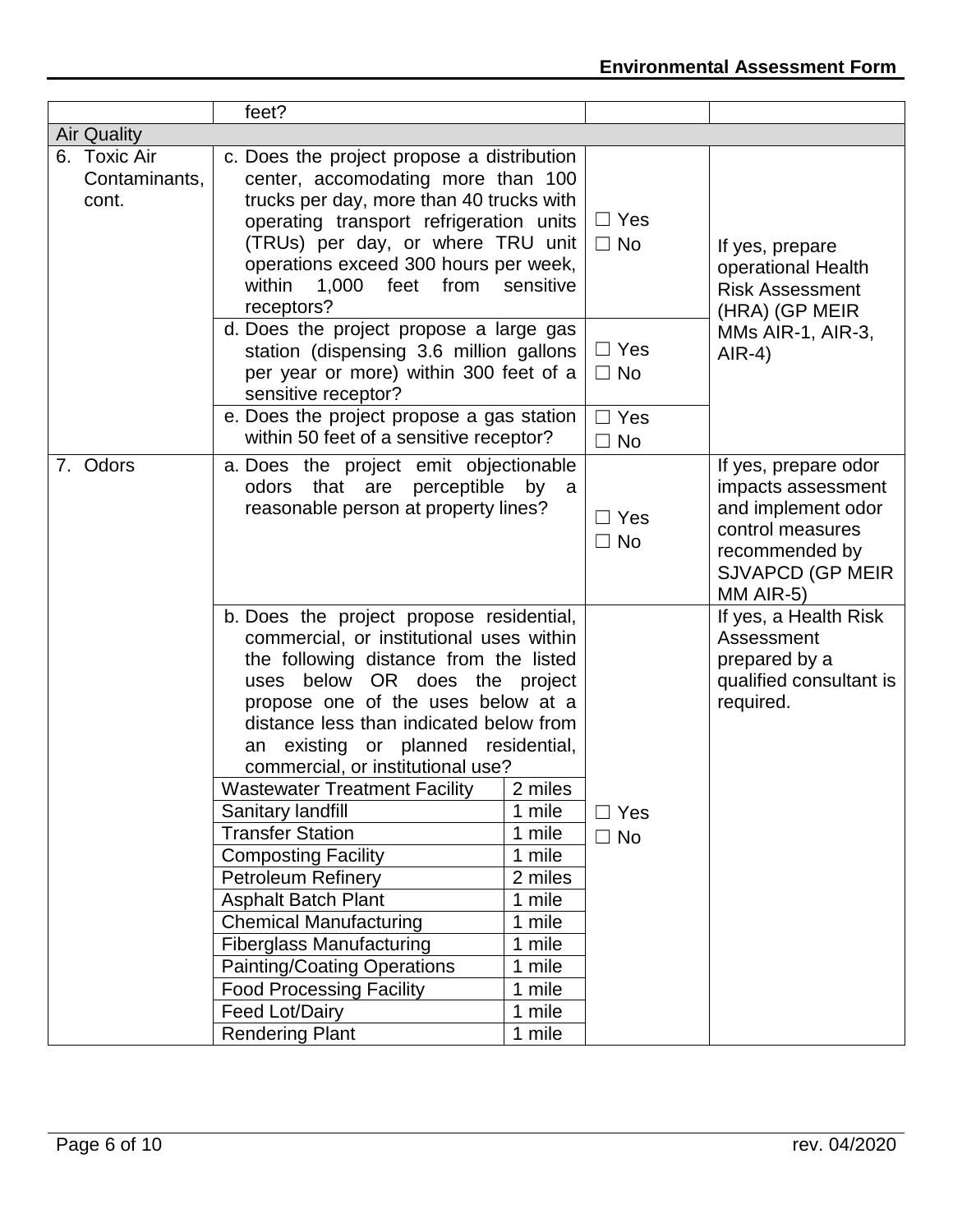| | | | |
|---|---|---|---|
| | feet? | | |
| **Air Quality** | | | |
| 6. Toxic Air Contaminants, cont. | c. Does the project propose a distribution center, accomodating more than 100 trucks per day, more than 40 trucks with operating transport refrigeration units (TRUs) per day, or where TRU unit operations exceed 300 hours per week, within 1,000 feet from sensitive receptors? | ☐ Yes ☐ No | If yes, prepare operational Health Risk Assessment (HRA) (GP MEIR MMs AIR-1, AIR-3, AIR-4) |
| | d. Does the project propose a large gas station (dispensing 3.6 million gallons per year or more) within 300 feet of a sensitive receptor? | ☐ Yes ☐ No | |
| | e. Does the project propose a gas station within 50 feet of a sensitive receptor? | ☐ Yes ☐ No | |
| 7. Odors | a. Does the project emit objectionable odors that are perceptible by a reasonable person at property lines? | ☐ Yes ☐ No | If yes, prepare odor impacts assessment and implement odor control measures recommended by SJVAPCD (GP MEIR MM AIR-5) |
| | b. Does the project propose residential, commercial, or institutional uses within the following distance from the listed uses below OR does the project propose one of the uses below at a distance less than indicated below from an existing or planned residential, commercial, or institutional use?<br>Wastewater Treatment Facility – 2 miles<br>Sanitary landfill – 1 mile<br>Transfer Station – 1 mile<br>Composting Facility – 1 mile<br>Petroleum Refinery – 2 miles<br>Asphalt Batch Plant – 1 mile<br>Chemical Manufacturing – 1 mile<br>Fiberglass Manufacturing – 1 mile<br>Painting/Coating Operations – 1 mile<br>Food Processing Facility – 1 mile<br>Feed Lot/Dairy – 1 mile<br>Rendering Plant – 1 mile | ☐ Yes ☐ No | If yes, a Health Risk Assessment prepared by a qualified consultant is required. |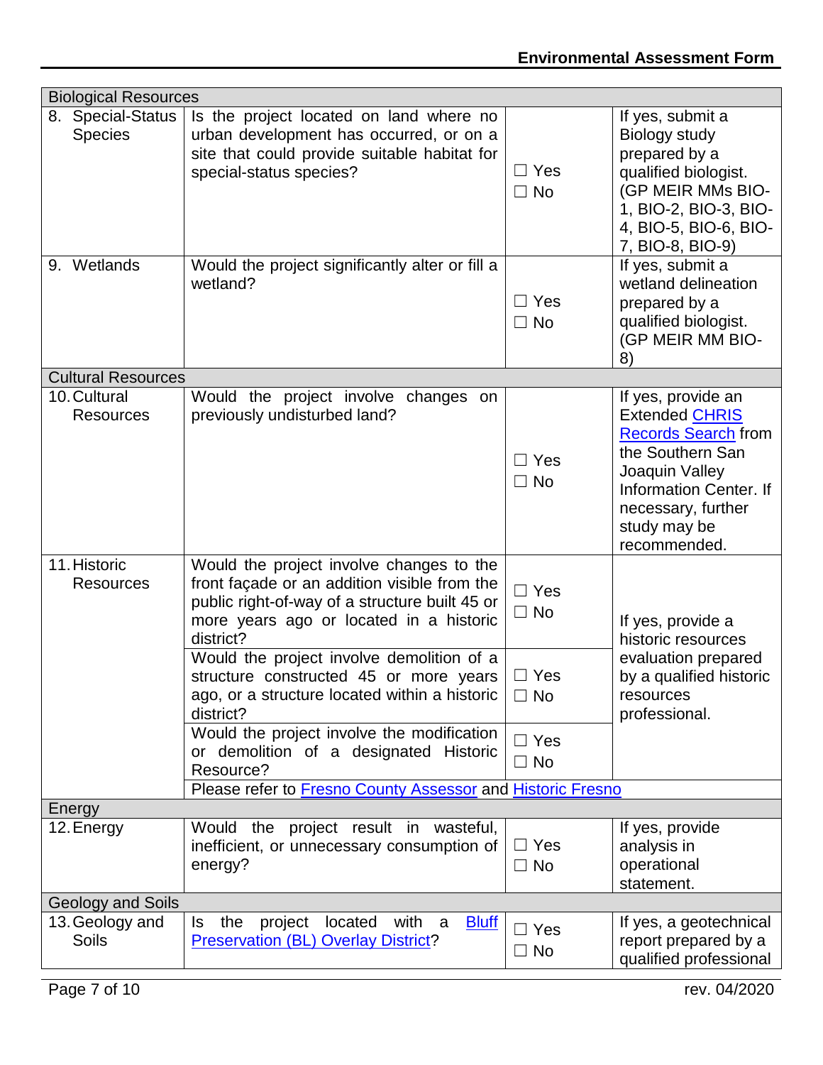| Biological Resources | | | |
|---|---|---|---|
| 8. Special-Status Species | Is the project located on land where no urban development has occurred, or on a site that could provide suitable habitat for special-status species? | ☐ Yes ☐ No | If yes, submit a Biology study prepared by a qualified biologist. (GP MEIR MMs BIO-1, BIO-2, BIO-3, BIO-4, BIO-5, BIO-6, BIO-7, BIO-8, BIO-9) |
| 9. Wetlands | Would the project significantly alter or fill a wetland? | ☐ Yes ☐ No | If yes, submit a wetland delineation prepared by a qualified biologist. (GP MEIR MM BIO-8) |
| **Cultural Resources** | | | |
| 10. Cultural Resources | Would the project involve changes on previously undisturbed land? | ☐ Yes ☐ No | If yes, provide an Extended CHRIS Records Search from the Southern San Joaquin Valley Information Center. If necessary, further study may be recommended. |
| 11. Historic Resources | Would the project involve changes to the front façade or an addition visible from the public right-of-way of a structure built 45 or more years ago or located in a historic district? | ☐ Yes ☐ No | If yes, provide a historic resources evaluation prepared by a qualified historic resources professional. |
| | Would the project involve demolition of a structure constructed 45 or more years ago, or a structure located within a historic district? | ☐ Yes ☐ No | |
| | Would the project involve the modification or demolition of a designated Historic Resource? | ☐ Yes ☐ No | |
| | Please refer to Fresno County Assessor and Historic Fresno | | |
| **Energy** | | | |
| 12. Energy | Would the project result in wasteful, inefficient, or unnecessary consumption of energy? | ☐ Yes ☐ No | If yes, provide analysis in operational statement. |
| **Geology and Soils** | | | |
| 13. Geology and Soils | Is the project located with a Bluff Preservation (BL) Overlay District? | ☐ Yes ☐ No | If yes, a geotechnical report prepared by a qualified professional |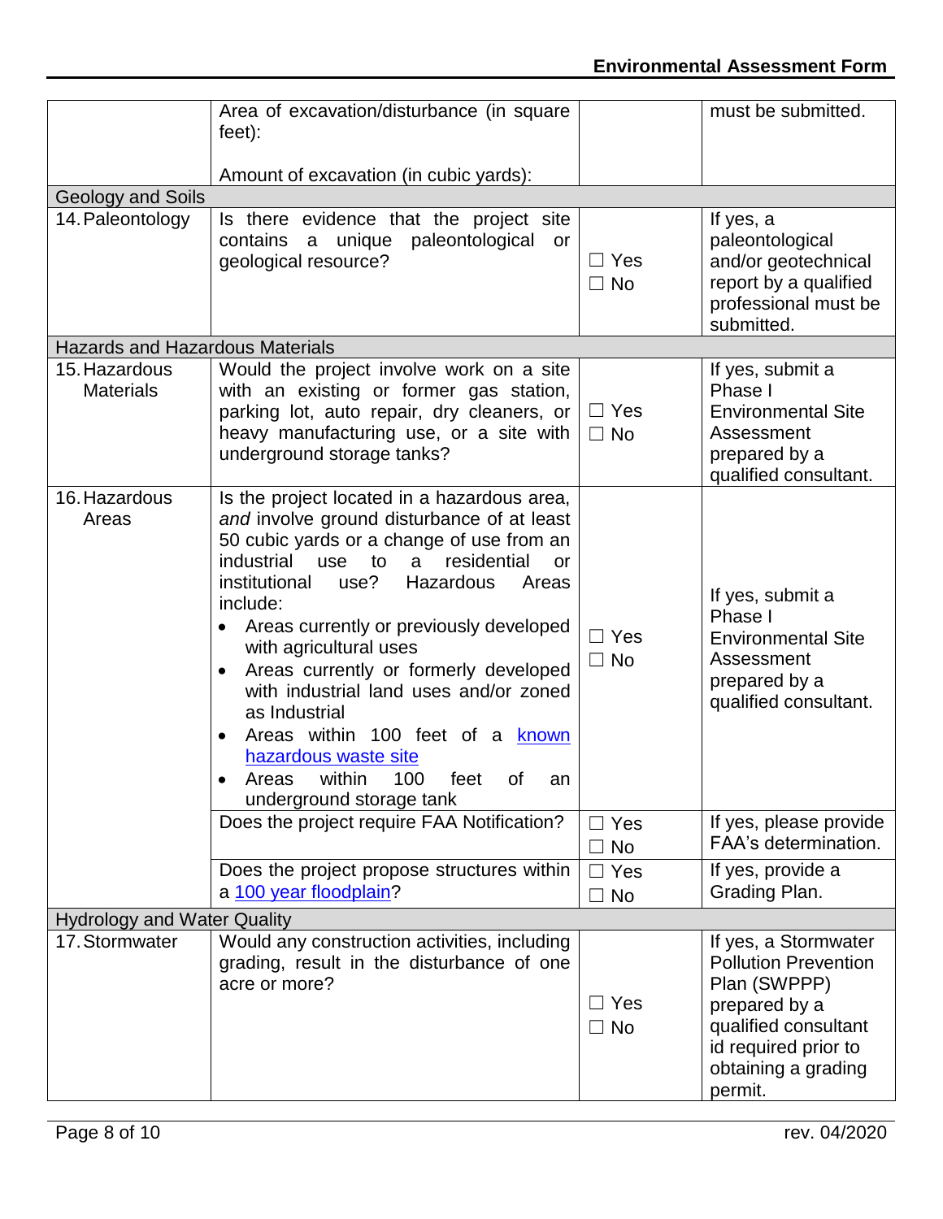| | | | |
|---|---|---|---|
| | Area of excavation/disturbance (in square feet):<br><br>Amount of excavation (in cubic yards): | | must be submitted. |
| Geology and Soils | | | |
| 14. Paleontology | Is there evidence that the project site contains a unique paleontological or geological resource? | ☐ Yes<br>☐ No | If yes, a paleontological and/or geotechnical report by a qualified professional must be submitted. |
| Hazards and Hazardous Materials | | | |
| 15. Hazardous Materials | Would the project involve work on a site with an existing or former gas station, parking lot, auto repair, dry cleaners, or heavy manufacturing use, or a site with underground storage tanks? | ☐ Yes<br>☐ No | If yes, submit a Phase I Environmental Site Assessment prepared by a qualified consultant. |
| 16. Hazardous Areas | Is the project located in a hazardous area, *and* involve ground disturbance of at least 50 cubic yards or a change of use from an industrial use to a residential or institutional use? Hazardous Areas include:<br>• Areas currently or previously developed with agricultural uses<br>• Areas currently or formerly developed with industrial land uses and/or zoned as Industrial<br>• Areas within 100 feet of a [known hazardous waste site]<br>• Areas within 100 feet of an underground storage tank | ☐ Yes<br>☐ No | If yes, submit a Phase I Environmental Site Assessment prepared by a qualified consultant. |
| | Does the project require FAA Notification? | ☐ Yes<br>☐ No | If yes, please provide FAA's determination. |
| | Does the project propose structures within a [100 year floodplain]? | ☐ Yes<br>☐ No | If yes, provide a Grading Plan. |
| Hydrology and Water Quality | | | |
| 17. Stormwater | Would any construction activities, including grading, result in the disturbance of one acre or more? | ☐ Yes<br>☐ No | If yes, a Stormwater Pollution Prevention Plan (SWPPP) prepared by a qualified consultant id required prior to obtaining a grading permit. |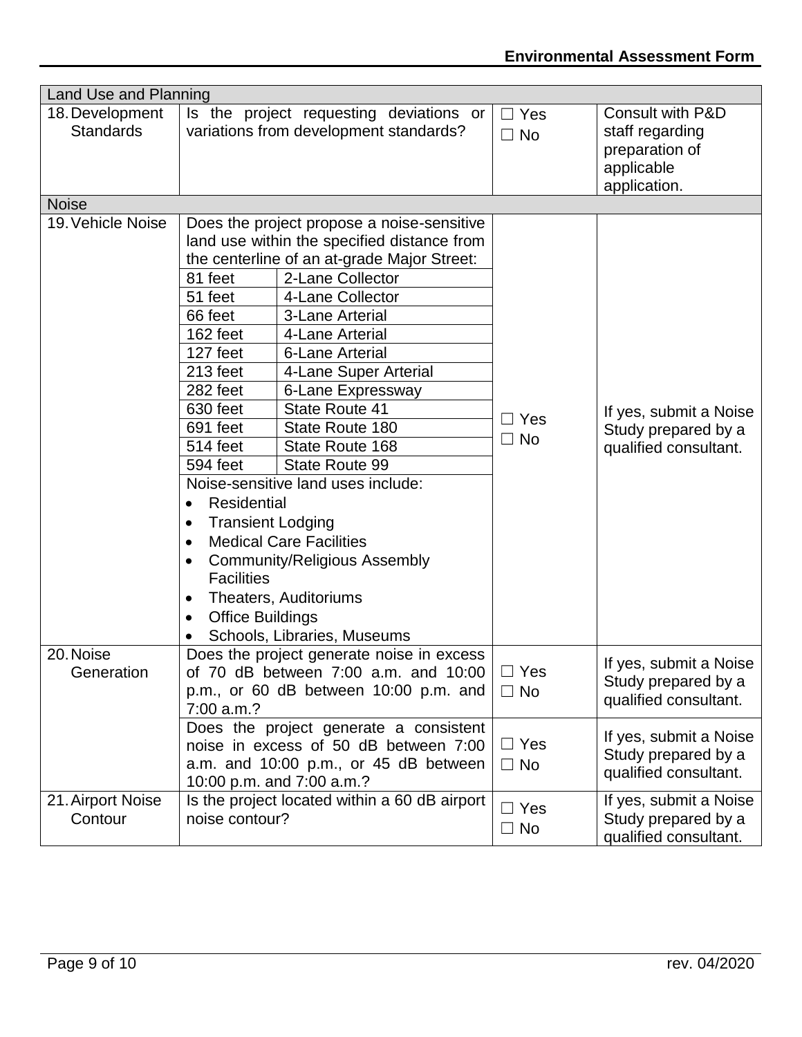| Land Use and Planning | | | |
|---|---|---|---|
| 18. Development Standards | Is the project requesting deviations or variations from development standards? | ☐ Yes<br>☐ No | Consult with P&D staff regarding preparation of applicable application. |
| **Noise** | | | |
| 19. Vehicle Noise | Does the project propose a noise-sensitive land use within the specified distance from the centerline of an at-grade Major Street:<br>81 feet – 2-Lane Collector<br>51 feet – 4-Lane Collector<br>66 feet – 3-Lane Arterial<br>162 feet – 4-Lane Arterial<br>127 feet – 6-Lane Arterial<br>213 feet – 4-Lane Super Arterial<br>282 feet – 6-Lane Expressway<br>630 feet – State Route 41<br>691 feet – State Route 180<br>514 feet – State Route 168<br>594 feet – State Route 99<br>Noise-sensitive land uses include:<br>• Residential<br>• Transient Lodging<br>• Medical Care Facilities<br>• Community/Religious Assembly Facilities<br>• Theaters, Auditoriums<br>• Office Buildings<br>• Schools, Libraries, Museums | ☐ Yes<br>☐ No | If yes, submit a Noise Study prepared by a qualified consultant. |
| 20. Noise Generation | Does the project generate noise in excess of 70 dB between 7:00 a.m. and 10:00 p.m., or 60 dB between 10:00 p.m. and 7:00 a.m.? | ☐ Yes<br>☐ No | If yes, submit a Noise Study prepared by a qualified consultant. |
| | Does the project generate a consistent noise in excess of 50 dB between 7:00 a.m. and 10:00 p.m., or 45 dB between 10:00 p.m. and 7:00 a.m.? | ☐ Yes<br>☐ No | If yes, submit a Noise Study prepared by a qualified consultant. |
| 21. Airport Noise Contour | Is the project located within a 60 dB airport noise contour? | ☐ Yes<br>☐ No | If yes, submit a Noise Study prepared by a qualified consultant. |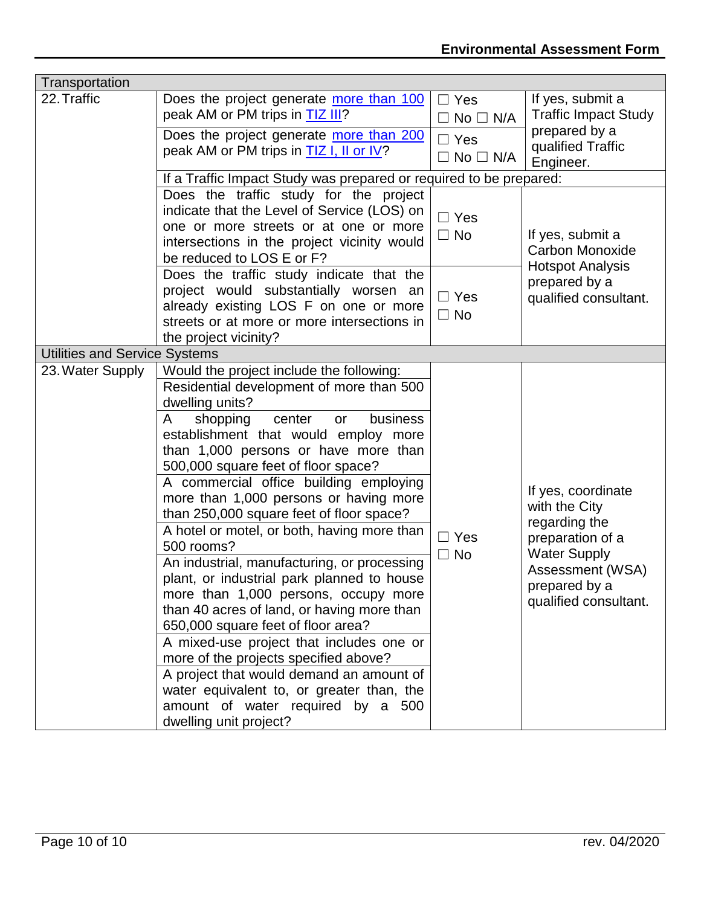| | | | |
|---|---|---|---|
| **Transportation** | | | |
| 22. Traffic | Does the project generate more than 100 peak AM or PM trips in TIZ III? | ☐ Yes ☐ No ☐ N/A | If yes, submit a Traffic Impact Study prepared by a qualified Traffic Engineer. |
| | Does the project generate more than 200 peak AM or PM trips in TIZ I, II or IV? | ☐ Yes ☐ No ☐ N/A | |
| | If a Traffic Impact Study was prepared or required to be prepared: | | |
| | Does the traffic study for the project indicate that the Level of Service (LOS) on one or more streets or at one or more intersections in the project vicinity would be reduced to LOS E or F? | ☐ Yes ☐ No | If yes, submit a Carbon Monoxide Hotspot Analysis prepared by a qualified consultant. |
| | Does the traffic study indicate that the project would substantially worsen an already existing LOS F on one or more streets or at more or more intersections in the project vicinity? | ☐ Yes ☐ No | |
| **Utilities and Service Systems** | | | |
| 23. Water Supply | Would the project include the following: | ☐ Yes ☐ No | If yes, coordinate with the City regarding the preparation of a Water Supply Assessment (WSA) prepared by a qualified consultant. |
| | Residential development of more than 500 dwelling units? | | |
| | A shopping center or business establishment that would employ more than 1,000 persons or have more than 500,000 square feet of floor space? | | |
| | A commercial office building employing more than 1,000 persons or having more than 250,000 square feet of floor space? | | |
| | A hotel or motel, or both, having more than 500 rooms? | | |
| | An industrial, manufacturing, or processing plant, or industrial park planned to house more than 1,000 persons, occupy more than 40 acres of land, or having more than 650,000 square feet of floor area? | | |
| | A mixed-use project that includes one or more of the projects specified above? | | |
| | A project that would demand an amount of water equivalent to, or greater than, the amount of water required by a 500 dwelling unit project? | | |